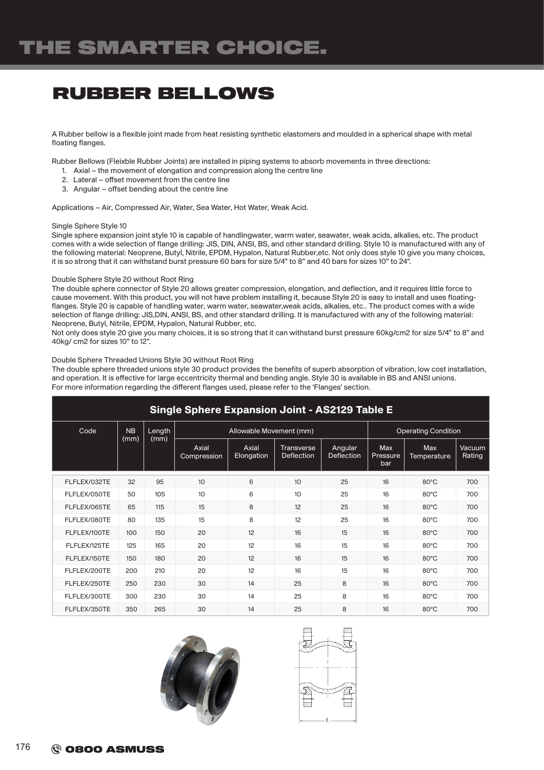# RUBBER BELLOWS

A Rubber bellow is a flexible joint made from heat resisting synthetic elastomers and moulded in a spherical shape with metal floating flanges.

Rubber Bellows (Fleixble Rubber Joints) are installed in piping systems to absorb movements in three directions:

1. Axial – the movement of elongation and compression along the centre line
2. Lateral – offset movement from the centre line
3. Angular – offset bending about the centre line

Applications – Air, Compressed Air, Water, Sea Water, Hot Water, Weak Acid.

Single Sphere Style 10

Single sphere expansion joint style 10 is capable of handlingwater, warm water, seawater, weak acids, alkalies, etc. The product comes with a wide selection of flange drilling: JIS, DIN, ANSI, BS, and other standard drilling. Style 10 is manufactured with any of the following material: Neoprene, Butyl, Nitrile, EPDM, Hypalon, Natural Rubber,etc. Not only does style 10 give you many choices, it is so strong that it can withstand burst pressure 60 bars for size 5/4" to 8" and 40 bars for sizes 10" to 24".

Double Sphere Style 20 without Root Ring

The double sphere connector of Style 20 allows greater compression, elongation, and deflection, and it requires little force to cause movement. With this product, you will not have problem installing it, because Style 20 is easy to install and uses floating-flanges. Style 20 is capable of handling water, warm water, seawater,weak acids, alkalies, etc.. The product comes with a wide selection of flange drilling: JIS,DIN, ANSI, BS, and other standard drilling. It is manufactured with any of the following material: Neoprene, Butyl, Nitrile, EPDM, Hypalon, Natural Rubber, etc.

Not only does style 20 give you many choices, it is so strong that it can withstand burst pressure 60kg/cm2 for size 5/4" to 8" and 40kg/ cm2 for sizes 10" to 12".

Double Sphere Threaded Unions Style 30 without Root Ring

The double sphere threaded unions style 30 product provides the benefits of superb absorption of vibration, low cost installation, and operation. It is effective for large eccentricity thermal and bending angle. Style 30 is available in BS and ANSI unions.

For more information regarding the different flanges used, please refer to the 'Flanges' section.

**Single Sphere Expansion Joint - AS2129 Table E**

| Code | NB (mm) | Length (mm) | Allowable Movement (mm) | | | | Operating Condition | | |
|---|---|---|---|---|---|---|---|---|---|
| | | | Axial Compression | Axial Elongation | Transverse Deflection | Angular Deflection | Max Pressure bar | Max Temperature | Vacuum Rating |
| FLFLEX/032TE | 32 | 95 | 10 | 6 | 10 | 25 | 16 | 80°C | 700 |
| FLFLEX/050TE | 50 | 105 | 10 | 6 | 10 | 25 | 16 | 80°C | 700 |
| FLFLEX/065TE | 65 | 115 | 15 | 8 | 12 | 25 | 16 | 80°C | 700 |
| FLFLEX/080TE | 80 | 135 | 15 | 8 | 12 | 25 | 16 | 80°C | 700 |
| FLFLEX/100TE | 100 | 150 | 20 | 12 | 16 | 15 | 16 | 80°C | 700 |
| FLFLEX/125TE | 125 | 165 | 20 | 12 | 16 | 15 | 16 | 80°C | 700 |
| FLFLEX/150TE | 150 | 180 | 20 | 12 | 16 | 15 | 16 | 80°C | 700 |
| FLFLEX/200TE | 200 | 210 | 20 | 12 | 16 | 15 | 16 | 80°C | 700 |
| FLFLEX/250TE | 250 | 230 | 30 | 14 | 25 | 8 | 16 | 80°C | 700 |
| FLFLEX/300TE | 300 | 230 | 30 | 14 | 25 | 8 | 16 | 80°C | 700 |
| FLFLEX/350TE | 350 | 265 | 30 | 14 | 25 | 8 | 16 | 80°C | 700 |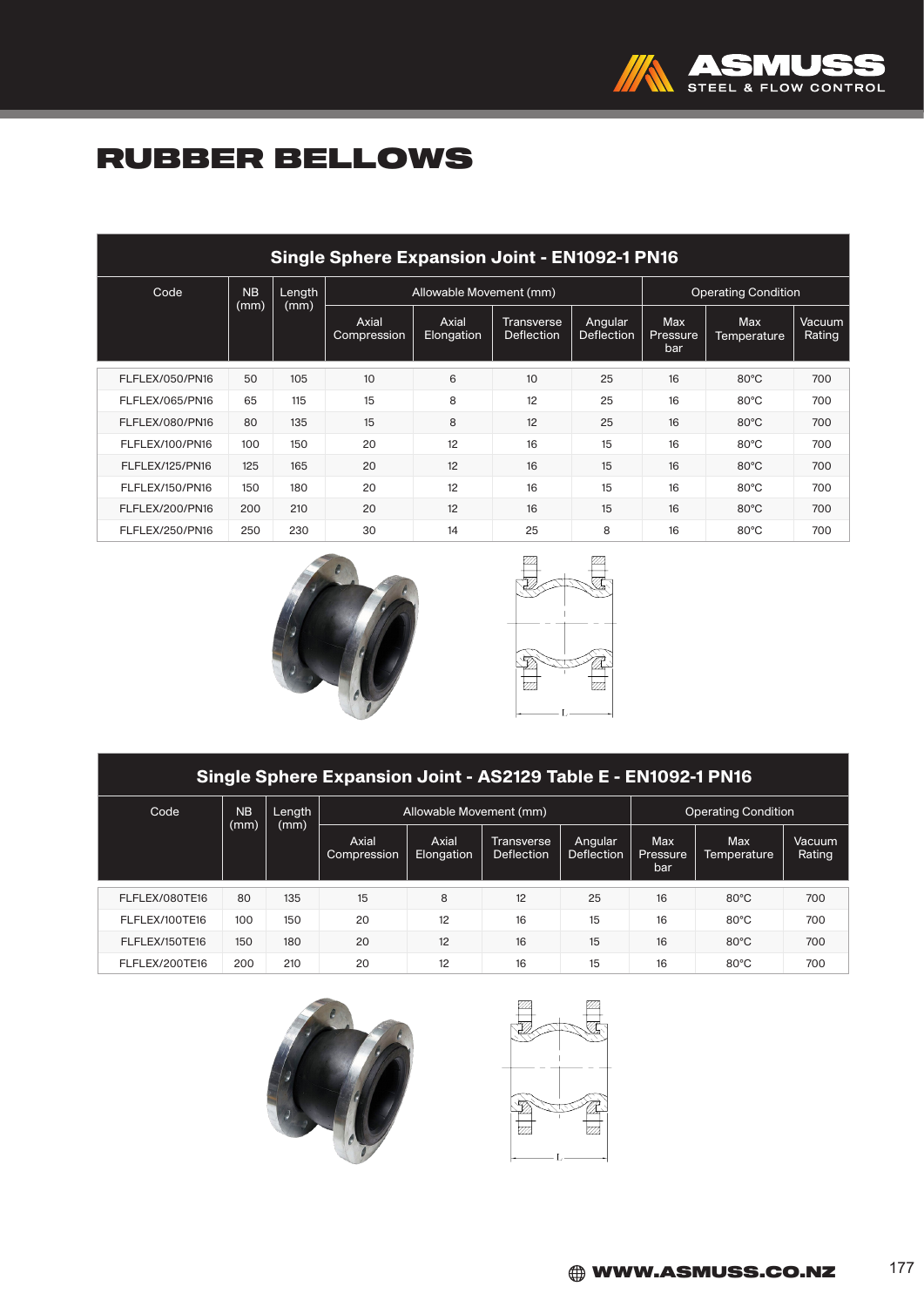# RUBBER BELLOWS

| Single Sphere Expansion Joint - EN1092-1 PN16 | | | | | | | | | |
|---|---|---|---|---|---|---|---|---|---|
| Code | NB (mm) | Length (mm) | Allowable Movement (mm) | | | | Operating Condition | | |
| | | | Axial Compression | Axial Elongation | Transverse Deflection | Angular Deflection | Max Pressure bar | Max Temperature | Vacuum Rating |
| FLFLEX/050/PN16 | 50 | 105 | 10 | 6 | 10 | 25 | 16 | 80°C | 700 |
| FLFLEX/065/PN16 | 65 | 115 | 15 | 8 | 12 | 25 | 16 | 80°C | 700 |
| FLFLEX/080/PN16 | 80 | 135 | 15 | 8 | 12 | 25 | 16 | 80°C | 700 |
| FLFLEX/100/PN16 | 100 | 150 | 20 | 12 | 16 | 15 | 16 | 80°C | 700 |
| FLFLEX/125/PN16 | 125 | 165 | 20 | 12 | 16 | 15 | 16 | 80°C | 700 |
| FLFLEX/150/PN16 | 150 | 180 | 20 | 12 | 16 | 15 | 16 | 80°C | 700 |
| FLFLEX/200/PN16 | 200 | 210 | 20 | 12 | 16 | 15 | 16 | 80°C | 700 |
| FLFLEX/250/PN16 | 250 | 230 | 30 | 14 | 25 | 8 | 16 | 80°C | 700 |

| Single Sphere Expansion Joint - AS2129 Table E - EN1092-1 PN16 | | | | | | | | | |
|---|---|---|---|---|---|---|---|---|---|
| Code | NB (mm) | Length (mm) | Allowable Movement (mm) | | | | Operating Condition | | |
| | | | Axial Compression | Axial Elongation | Transverse Deflection | Angular Deflection | Max Pressure bar | Max Temperature | Vacuum Rating |
| FLFLEX/080TE16 | 80 | 135 | 15 | 8 | 12 | 25 | 16 | 80°C | 700 |
| FLFLEX/100TE16 | 100 | 150 | 20 | 12 | 16 | 15 | 16 | 80°C | 700 |
| FLFLEX/150TE16 | 150 | 180 | 20 | 12 | 16 | 15 | 16 | 80°C | 700 |
| FLFLEX/200TE16 | 200 | 210 | 20 | 12 | 16 | 15 | 16 | 80°C | 700 |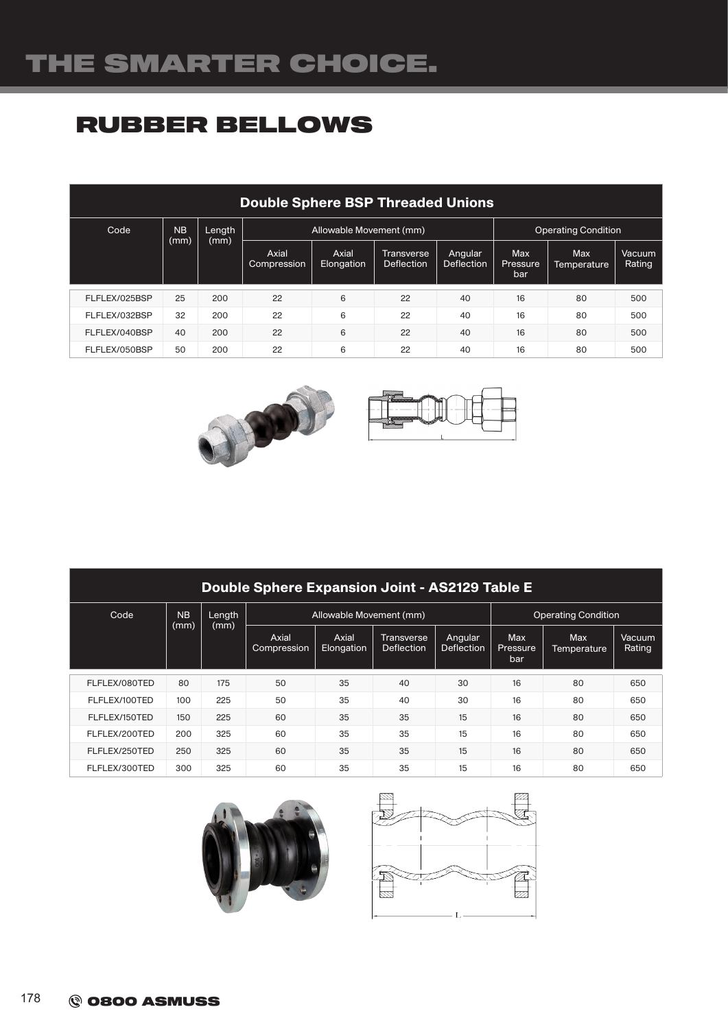# RUBBER BELLOWS

## Double Sphere BSP Threaded Unions

| Code | NB (mm) | Length (mm) | Allowable Movement (mm) | | | | Operating Condition | | |
|---|---|---|---|---|---|---|---|---|---|
| | | | Axial Compression | Axial Elongation | Transverse Deflection | Angular Deflection | Max Pressure bar | Max Temperature | Vacuum Rating |
| FLFLEX/025BSP | 25 | 200 | 22 | 6 | 22 | 40 | 16 | 80 | 500 |
| FLFLEX/032BSP | 32 | 200 | 22 | 6 | 22 | 40 | 16 | 80 | 500 |
| FLFLEX/040BSP | 40 | 200 | 22 | 6 | 22 | 40 | 16 | 80 | 500 |
| FLFLEX/050BSP | 50 | 200 | 22 | 6 | 22 | 40 | 16 | 80 | 500 |

## Double Sphere Expansion Joint - AS2129 Table E

| Code | NB (mm) | Length (mm) | Allowable Movement (mm) | | | | Operating Condition | | |
|---|---|---|---|---|---|---|---|---|---|
| | | | Axial Compression | Axial Elongation | Transverse Deflection | Angular Deflection | Max Pressure bar | Max Temperature | Vacuum Rating |
| FLFLEX/080TED | 80 | 175 | 50 | 35 | 40 | 30 | 16 | 80 | 650 |
| FLFLEX/100TED | 100 | 225 | 50 | 35 | 40 | 30 | 16 | 80 | 650 |
| FLFLEX/150TED | 150 | 225 | 60 | 35 | 35 | 15 | 16 | 80 | 650 |
| FLFLEX/200TED | 200 | 325 | 60 | 35 | 35 | 15 | 16 | 80 | 650 |
| FLFLEX/250TED | 250 | 325 | 60 | 35 | 35 | 15 | 16 | 80 | 650 |
| FLFLEX/300TED | 300 | 325 | 60 | 35 | 35 | 15 | 16 | 80 | 650 |